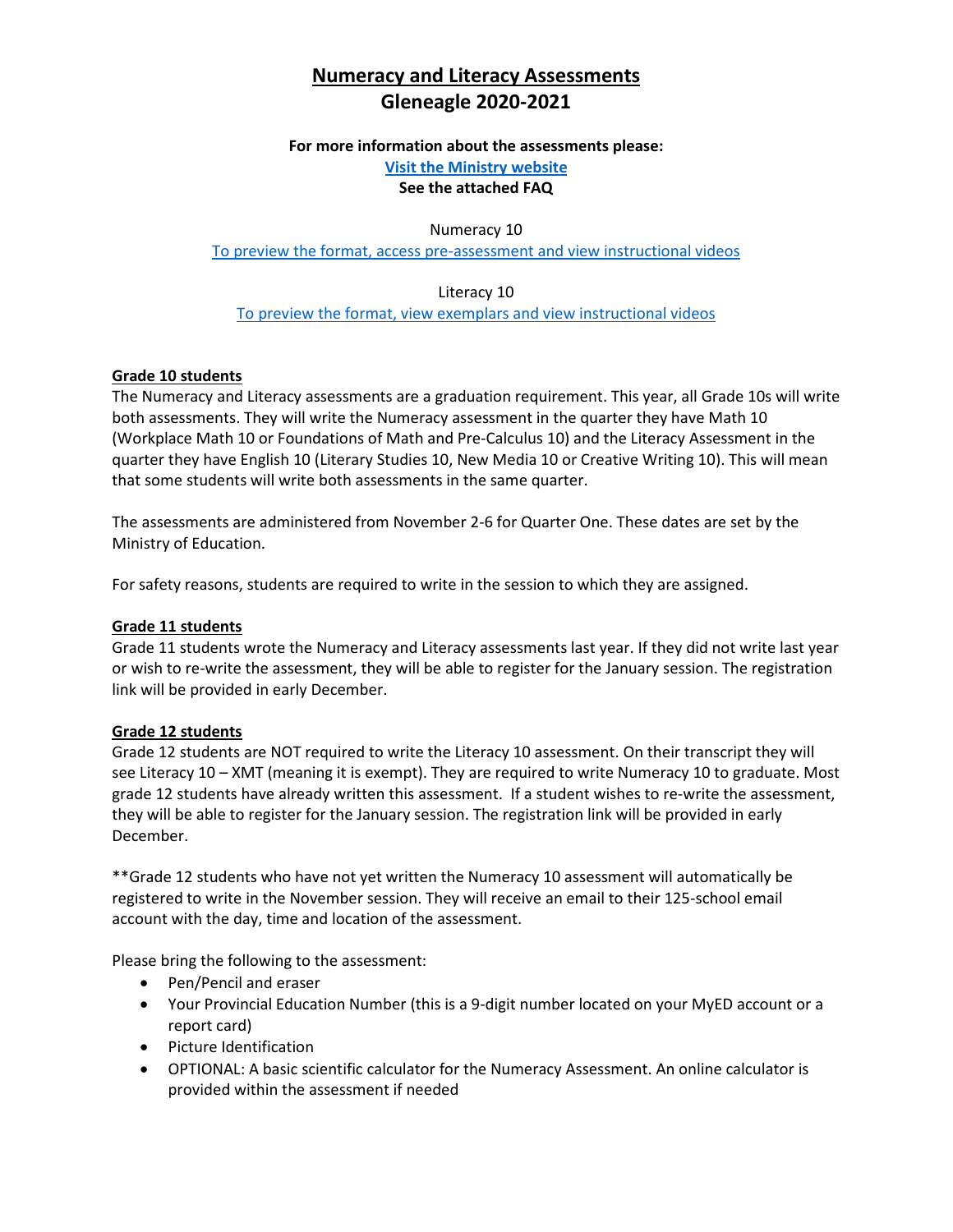# Numeracy and Literacy Assessments
# Gleneagle 2020-2021

**For more information about the assessments please:**

**Visit the Ministry website**

**See the attached FAQ**

Numeracy 10

To preview the format, access pre-assessment and view instructional videos

Literacy 10

To preview the format, view exemplars and view instructional videos

## Grade 10 students

The Numeracy and Literacy assessments are a graduation requirement. This year, all Grade 10s will write both assessments. They will write the Numeracy assessment in the quarter they have Math 10 (Workplace Math 10 or Foundations of Math and Pre-Calculus 10) and the Literacy Assessment in the quarter they have English 10 (Literary Studies 10, New Media 10 or Creative Writing 10). This will mean that some students will write both assessments in the same quarter.

The assessments are administered from November 2-6 for Quarter One. These dates are set by the Ministry of Education.

For safety reasons, students are required to write in the session to which they are assigned.

## Grade 11 students

Grade 11 students wrote the Numeracy and Literacy assessments last year. If they did not write last year or wish to re-write the assessment, they will be able to register for the January session. The registration link will be provided in early December.

## Grade 12 students

Grade 12 students are NOT required to write the Literacy 10 assessment. On their transcript they will see Literacy 10 – XMT (meaning it is exempt). They are required to write Numeracy 10 to graduate. Most grade 12 students have already written this assessment. If a student wishes to re-write the assessment, they will be able to register for the January session. The registration link will be provided in early December.

**Grade 12 students who have not yet written the Numeracy 10 assessment will automatically be registered to write in the November session. They will receive an email to their 125-school email account with the day, time and location of the assessment.

Please bring the following to the assessment:

- Pen/Pencil and eraser
- Your Provincial Education Number (this is a 9-digit number located on your MyED account or a report card)
- Picture Identification
- OPTIONAL: A basic scientific calculator for the Numeracy Assessment. An online calculator is provided within the assessment if needed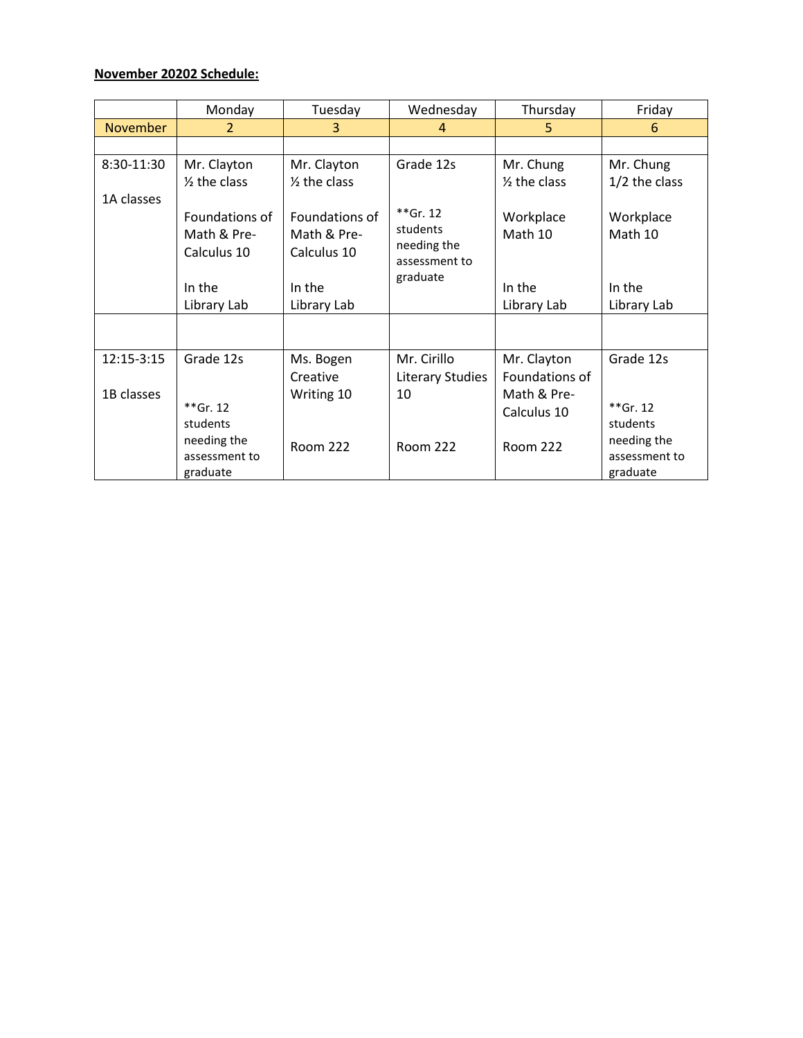**November 20202 Schedule:**

| | Monday | Tuesday | Wednesday | Thursday | Friday |
|---|---|---|---|---|---|
| November | 2 | 3 | 4 | 5 | 6 |
| | | | | | |
| 8:30-11:30<br><br>1A classes | Mr. Clayton<br>½ the class<br><br>Foundations of Math & Pre-Calculus 10<br><br>In the Library Lab | Mr. Clayton<br>½ the class<br><br>Foundations of Math & Pre-Calculus 10<br><br>In the Library Lab | Grade 12s<br><br>**Gr. 12 students needing the assessment to graduate | Mr. Chung<br>½ the class<br><br>Workplace Math 10<br><br>In the Library Lab | Mr. Chung<br>1/2 the class<br><br>Workplace Math 10<br><br>In the Library Lab |
| | | | | | |
| 12:15-3:15<br><br>1B classes | Grade 12s<br><br>**Gr. 12 students needing the assessment to graduate | Ms. Bogen<br>Creative Writing 10<br><br>Room 222 | Mr. Cirillo<br>Literary Studies 10<br><br>Room 222 | Mr. Clayton<br>Foundations of Math & Pre-Calculus 10<br><br>Room 222 | Grade 12s<br><br>**Gr. 12 students needing the assessment to graduate |